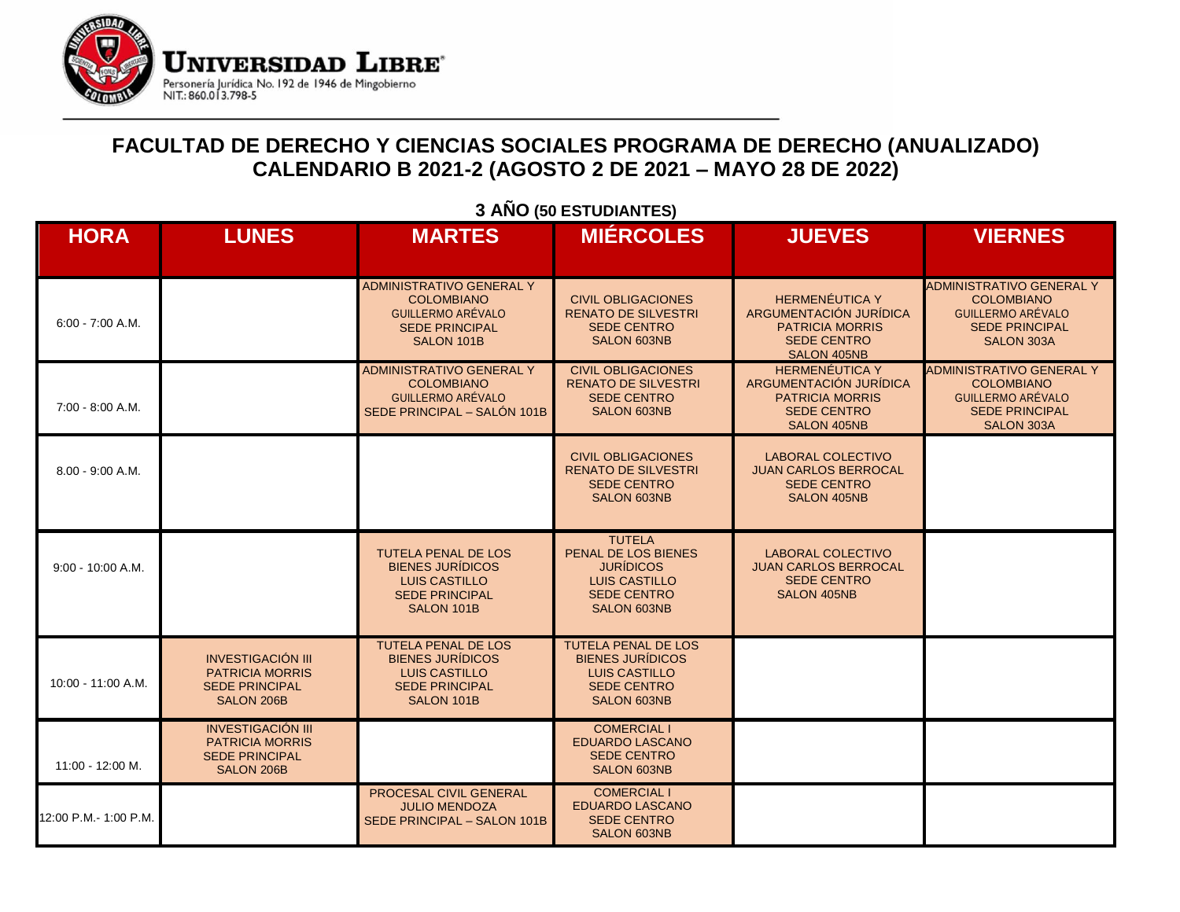**UNIVERSIDAD LIBRE**

Personería Jurídica No. 192 de 1946 de Mingobierno
NIT.: 860.013.798-5

## FACULTAD DE DERECHO Y CIENCIAS SOCIALES PROGRAMA DE DERECHO (ANUALIZADO)
## CALENDARIO B 2021-2 (AGOSTO 2 DE 2021 – MAYO 28 DE 2022)

### 3 AÑO (50 ESTUDIANTES)

| HORA | LUNES | MARTES | MIÉRCOLES | JUEVES | VIERNES |
|---|---|---|---|---|---|
| 6:00 - 7:00 A.M. | | ADMINISTRATIVO GENERAL Y COLOMBIANO GUILLERMO ARÉVALO SEDE PRINCIPAL SALON 101B | CIVIL OBLIGACIONES RENATO DE SILVESTRI SEDE CENTRO SALON 603NB | HERMENÉUTICA Y ARGUMENTACIÓN JURÍDICA PATRICIA MORRIS SEDE CENTRO SALON 405NB | ADMINISTRATIVO GENERAL Y COLOMBIANO GUILLERMO ARÉVALO SEDE PRINCIPAL SALON 303A |
| 7:00 - 8:00 A.M. | | ADMINISTRATIVO GENERAL Y COLOMBIANO GUILLERMO ARÉVALO SEDE PRINCIPAL – SALÓN 101B | CIVIL OBLIGACIONES RENATO DE SILVESTRI SEDE CENTRO SALON 603NB | HERMENÉUTICA Y ARGUMENTACIÓN JURÍDICA PATRICIA MORRIS SEDE CENTRO SALON 405NB | ADMINISTRATIVO GENERAL Y COLOMBIANO GUILLERMO ARÉVALO SEDE PRINCIPAL SALON 303A |
| 8.00 - 9:00 A.M. | | | CIVIL OBLIGACIONES RENATO DE SILVESTRI SEDE CENTRO SALON 603NB | LABORAL COLECTIVO JUAN CARLOS BERROCAL SEDE CENTRO SALON 405NB | |
| 9:00 - 10:00 A.M. | | TUTELA PENAL DE LOS BIENES JURÍDICOS LUIS CASTILLO SEDE PRINCIPAL SALON 101B | TUTELA PENAL DE LOS BIENES JURÍDICOS LUIS CASTILLO SEDE CENTRO SALON 603NB | LABORAL COLECTIVO JUAN CARLOS BERROCAL SEDE CENTRO SALON 405NB | |
| 10:00 - 11:00 A.M. | INVESTIGACIÓN III PATRICIA MORRIS SEDE PRINCIPAL SALON 206B | TUTELA PENAL DE LOS BIENES JURÍDICOS LUIS CASTILLO SEDE PRINCIPAL SALON 101B | TUTELA PENAL DE LOS BIENES JURÍDICOS LUIS CASTILLO SEDE CENTRO SALON 603NB | | |
| 11:00 - 12:00 M. | INVESTIGACIÓN III PATRICIA MORRIS SEDE PRINCIPAL SALON 206B | | COMERCIAL I EDUARDO LASCANO SEDE CENTRO SALON 603NB | | |
| 12:00 P.M.- 1:00 P.M. | | PROCESAL CIVIL GENERAL JULIO MENDOZA SEDE PRINCIPAL – SALON 101B | COMERCIAL I EDUARDO LASCANO SEDE CENTRO SALON 603NB | | |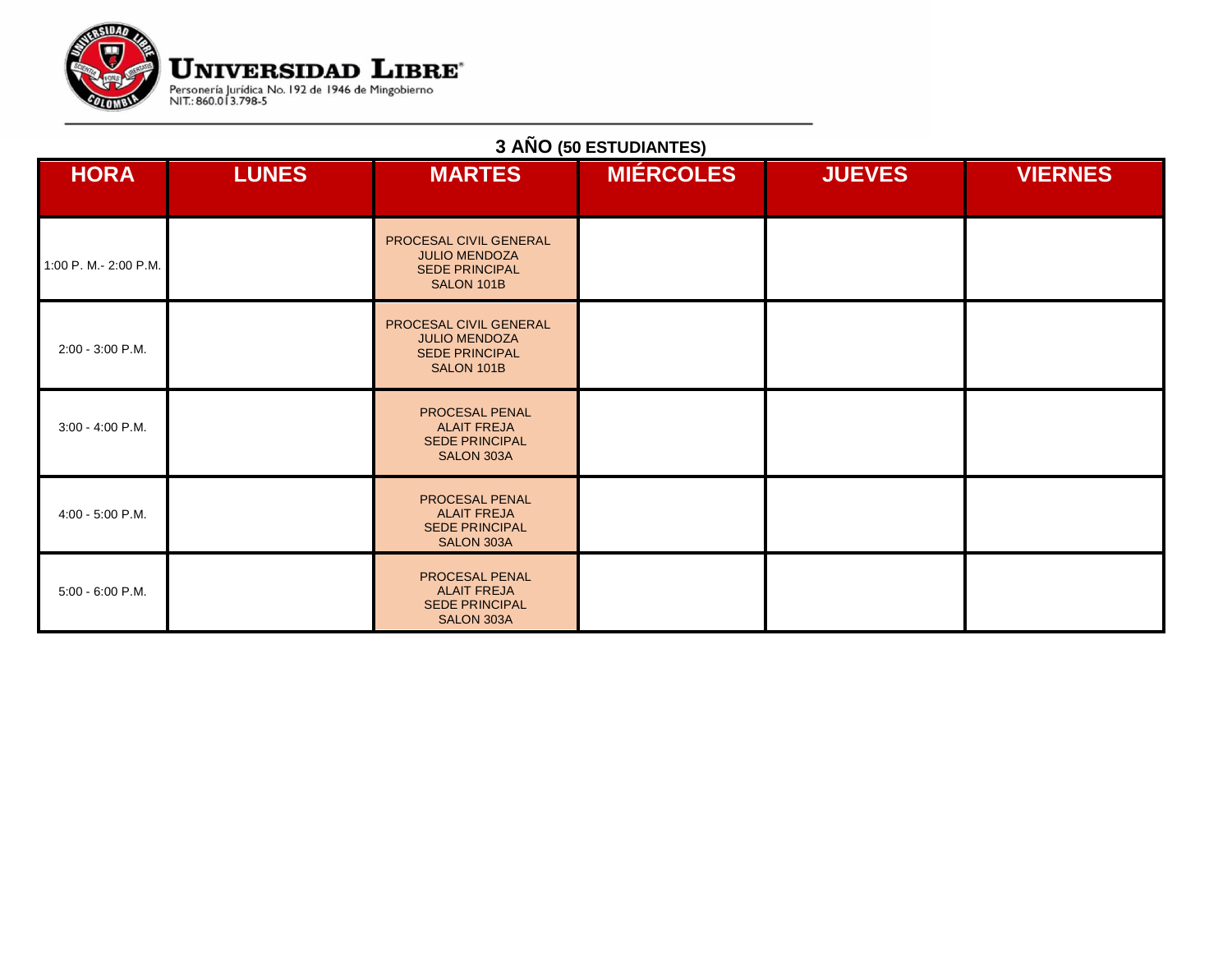**UNIVERSIDAD LIBRE**

Personería Jurídica No. 192 de 1946 de Mingobierno
NIT.: 860.013.798-5

## 3 AÑO (50 ESTUDIANTES)

| HORA | LUNES | MARTES | MIÉRCOLES | JUEVES | VIERNES |
|---|---|---|---|---|---|
| 1:00 P. M.- 2:00 P.M. | | PROCESAL CIVIL GENERAL JULIO MENDOZA SEDE PRINCIPAL SALON 101B | | | |
| 2:00 - 3:00 P.M. | | PROCESAL CIVIL GENERAL JULIO MENDOZA SEDE PRINCIPAL SALON 101B | | | |
| 3:00 - 4:00 P.M. | | PROCESAL PENAL ALAIT FREJA SEDE PRINCIPAL SALON 303A | | | |
| 4:00 - 5:00 P.M. | | PROCESAL PENAL ALAIT FREJA SEDE PRINCIPAL SALON 303A | | | |
| 5:00 - 6:00 P.M. | | PROCESAL PENAL ALAIT FREJA SEDE PRINCIPAL SALON 303A | | | |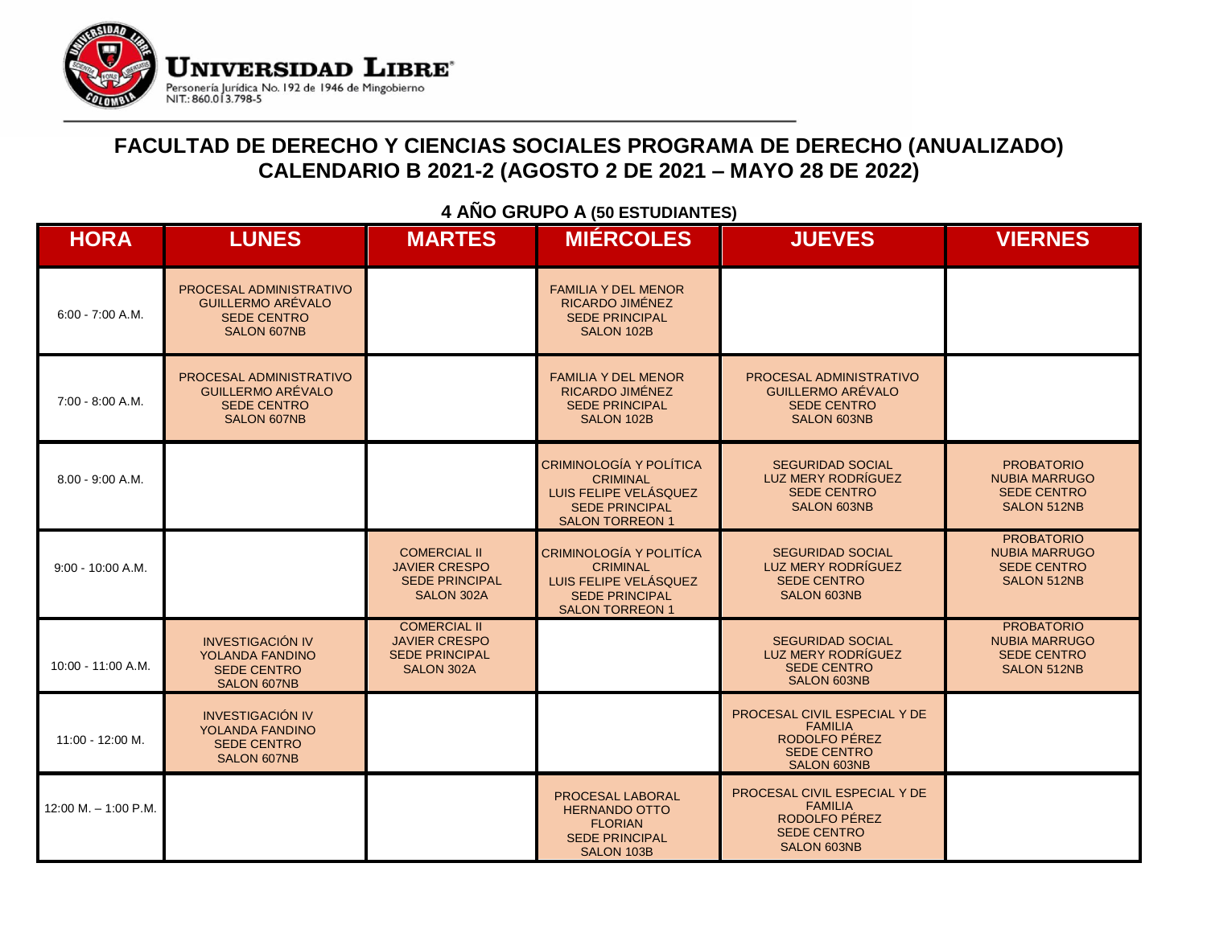**UNIVERSIDAD LIBRE**
Personería Jurídica No. 192 de 1946 de Mingobierno
NIT.: 860.013.798-5

## FACULTAD DE DERECHO Y CIENCIAS SOCIALES PROGRAMA DE DERECHO (ANUALIZADO)
## CALENDARIO B 2021-2 (AGOSTO 2 DE 2021 – MAYO 28 DE 2022)

### 4 AÑO GRUPO A (50 ESTUDIANTES)

| HORA | LUNES | MARTES | MIÉRCOLES | JUEVES | VIERNES |
|---|---|---|---|---|---|
| 6:00 - 7:00 A.M. | PROCESAL ADMINISTRATIVO GUILLERMO ARÉVALO SEDE CENTRO SALON 607NB | | FAMILIA Y DEL MENOR RICARDO JIMÉNEZ SEDE PRINCIPAL SALON 102B | | |
| 7:00 - 8:00 A.M. | PROCESAL ADMINISTRATIVO GUILLERMO ARÉVALO SEDE CENTRO SALON 607NB | | FAMILIA Y DEL MENOR RICARDO JIMÉNEZ SEDE PRINCIPAL SALON 102B | PROCESAL ADMINISTRATIVO GUILLERMO ARÉVALO SEDE CENTRO SALON 603NB | |
| 8.00 - 9:00 A.M. | | | CRIMINOLOGÍA Y POLÍTICA CRIMINAL LUIS FELIPE VELÁSQUEZ SEDE PRINCIPAL SALON TORREON 1 | SEGURIDAD SOCIAL LUZ MERY RODRÍGUEZ SEDE CENTRO SALON 603NB | PROBATORIO NUBIA MARRUGO SEDE CENTRO SALON 512NB |
| 9:00 - 10:00 A.M. | | COMERCIAL II JAVIER CRESPO SEDE PRINCIPAL SALON 302A | CRIMINOLOGÍA Y POLITÍCA CRIMINAL LUIS FELIPE VELÁSQUEZ SEDE PRINCIPAL SALON TORREON 1 | SEGURIDAD SOCIAL LUZ MERY RODRÍGUEZ SEDE CENTRO SALON 603NB | PROBATORIO NUBIA MARRUGO SEDE CENTRO SALON 512NB |
| 10:00 - 11:00 A.M. | INVESTIGACIÓN IV YOLANDA FANDINO SEDE CENTRO SALON 607NB | COMERCIAL II JAVIER CRESPO SEDE PRINCIPAL SALON 302A | | SEGURIDAD SOCIAL LUZ MERY RODRÍGUEZ SEDE CENTRO SALON 603NB | PROBATORIO NUBIA MARRUGO SEDE CENTRO SALON 512NB |
| 11:00 - 12:00 M. | INVESTIGACIÓN IV YOLANDA FANDINO SEDE CENTRO SALON 607NB | | | PROCESAL CIVIL ESPECIAL Y DE FAMILIA RODOLFO PÉREZ SEDE CENTRO SALON 603NB | |
| 12:00 M. – 1:00 P.M. | | | PROCESAL LABORAL HERNANDO OTTO FLORIAN SEDE PRINCIPAL SALON 103B | PROCESAL CIVIL ESPECIAL Y DE FAMILIA RODOLFO PÉREZ SEDE CENTRO SALON 603NB | |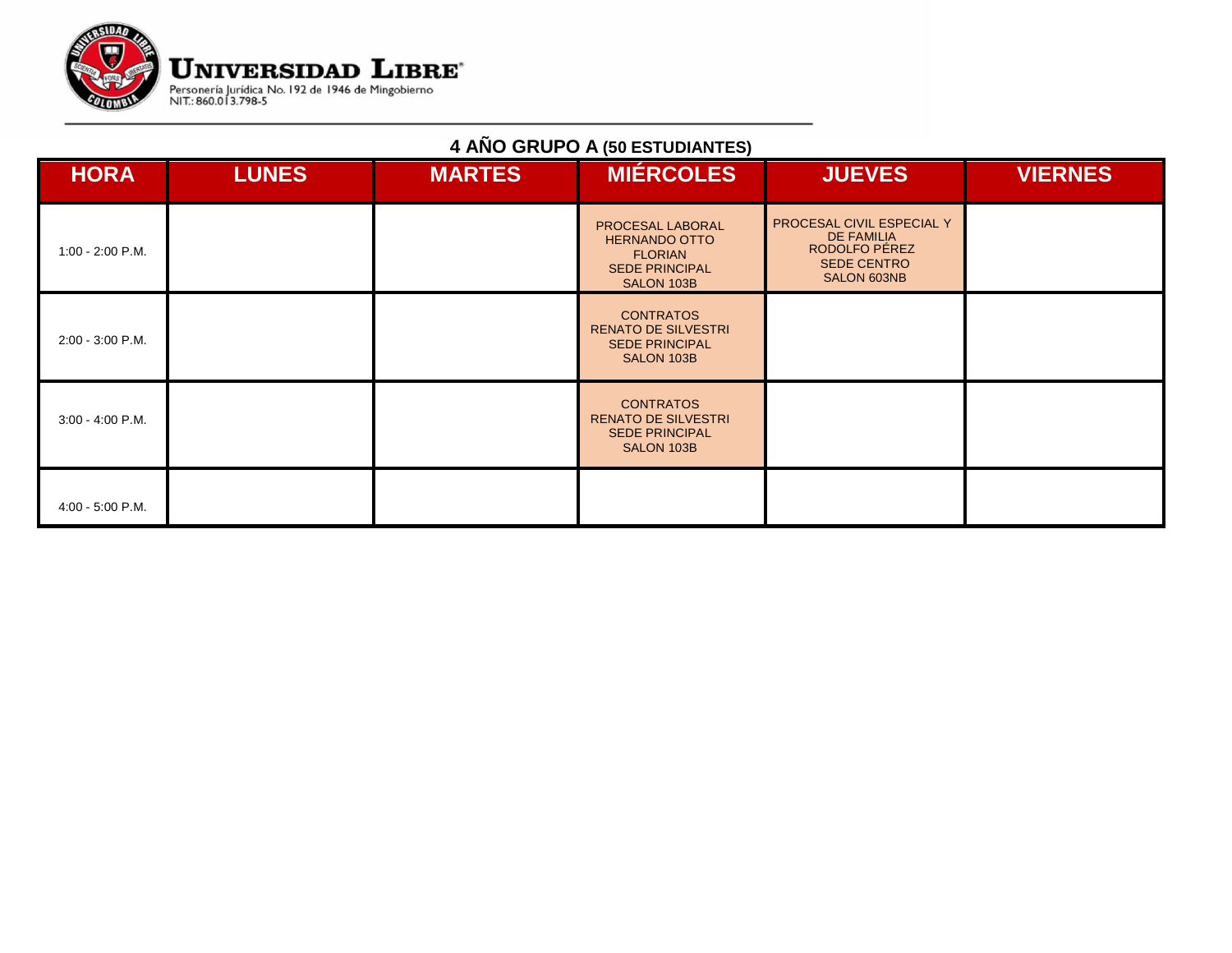**UNIVERSIDAD LIBRE**
Personería Jurídica No. 192 de 1946 de Mingobierno
NIT.: 860.013.798-5

## 4 AÑO GRUPO A (50 ESTUDIANTES)

| HORA | LUNES | MARTES | MIÉRCOLES | JUEVES | VIERNES |
|---|---|---|---|---|---|
| 1:00 - 2:00 P.M. | | | PROCESAL LABORAL HERNANDO OTTO FLORIAN SEDE PRINCIPAL SALON 103B | PROCESAL CIVIL ESPECIAL Y DE FAMILIA RODOLFO PÉREZ SEDE CENTRO SALON 603NB | |
| 2:00 - 3:00 P.M. | | | CONTRATOS RENATO DE SILVESTRI SEDE PRINCIPAL SALON 103B | | |
| 3:00 - 4:00 P.M. | | | CONTRATOS RENATO DE SILVESTRI SEDE PRINCIPAL SALON 103B | | |
| 4:00 - 5:00 P.M. | | | | | |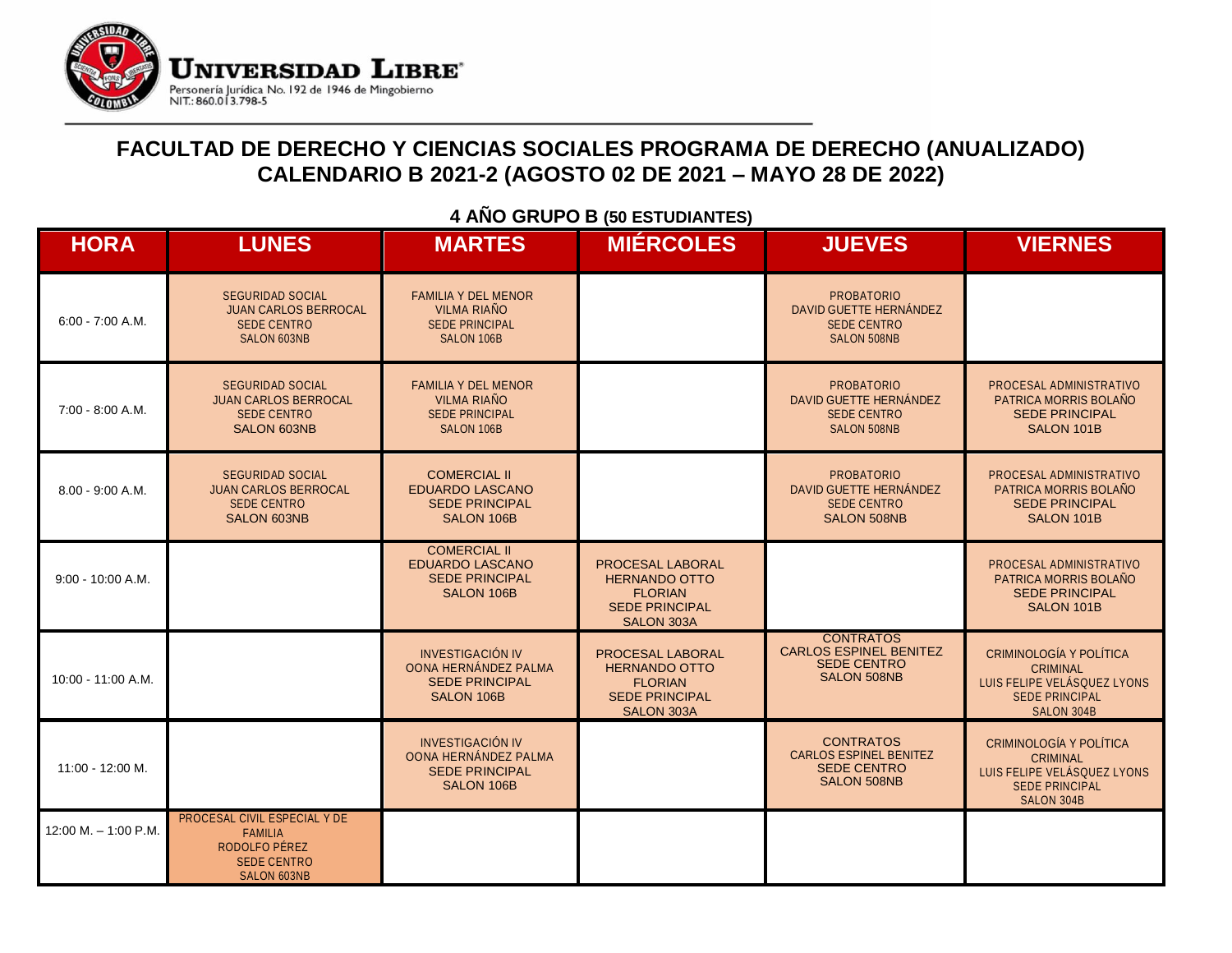**UNIVERSIDAD LIBRE**

Personería Jurídica No. 192 de 1946 de Mingobierno
NIT.: 860.013.798-5

# FACULTAD DE DERECHO Y CIENCIAS SOCIALES PROGRAMA DE DERECHO (ANUALIZADO)
# CALENDARIO B 2021-2 (AGOSTO 02 DE 2021 – MAYO 28 DE 2022)

## 4 AÑO GRUPO B (50 ESTUDIANTES)

| HORA | LUNES | MARTES | MIÉRCOLES | JUEVES | VIERNES |
|---|---|---|---|---|---|
| 6:00 - 7:00 A.M. | SEGURIDAD SOCIAL JUAN CARLOS BERROCAL SEDE CENTRO SALON 603NB | FAMILIA Y DEL MENOR VILMA RIAÑO SEDE PRINCIPAL SALON 106B | | PROBATORIO DAVID GUETTE HERNÁNDEZ SEDE CENTRO SALON 508NB | |
| 7:00 - 8:00 A.M. | SEGURIDAD SOCIAL JUAN CARLOS BERROCAL SEDE CENTRO SALON 603NB | FAMILIA Y DEL MENOR VILMA RIAÑO SEDE PRINCIPAL SALON 106B | | PROBATORIO DAVID GUETTE HERNÁNDEZ SEDE CENTRO SALON 508NB | PROCESAL ADMINISTRATIVO PATRICA MORRIS BOLAÑO SEDE PRINCIPAL SALON 101B |
| 8.00 - 9:00 A.M. | SEGURIDAD SOCIAL JUAN CARLOS BERROCAL SEDE CENTRO SALON 603NB | COMERCIAL II EDUARDO LASCANO SEDE PRINCIPAL SALON 106B | | PROBATORIO DAVID GUETTE HERNÁNDEZ SEDE CENTRO SALON 508NB | PROCESAL ADMINISTRATIVO PATRICA MORRIS BOLAÑO SEDE PRINCIPAL SALON 101B |
| 9:00 - 10:00 A.M. | | COMERCIAL II EDUARDO LASCANO SEDE PRINCIPAL SALON 106B | PROCESAL LABORAL HERNANDO OTTO FLORIAN SEDE PRINCIPAL SALON 303A | | PROCESAL ADMINISTRATIVO PATRICA MORRIS BOLAÑO SEDE PRINCIPAL SALON 101B |
| 10:00 - 11:00 A.M. | | INVESTIGACIÓN IV OONA HERNÁNDEZ PALMA SEDE PRINCIPAL SALON 106B | PROCESAL LABORAL HERNANDO OTTO FLORIAN SEDE PRINCIPAL SALON 303A | CONTRATOS CARLOS ESPINEL BENITEZ SEDE CENTRO SALON 508NB | CRIMINOLOGÍA Y POLÍTICA CRIMINAL LUIS FELIPE VELÁSQUEZ LYONS SEDE PRINCIPAL SALON 304B |
| 11:00 - 12:00 M. | | INVESTIGACIÓN IV OONA HERNÁNDEZ PALMA SEDE PRINCIPAL SALON 106B | | CONTRATOS CARLOS ESPINEL BENITEZ SEDE CENTRO SALON 508NB | CRIMINOLOGÍA Y POLÍTICA CRIMINAL LUIS FELIPE VELÁSQUEZ LYONS SEDE PRINCIPAL SALON 304B |
| 12:00 M. – 1:00 P.M. | PROCESAL CIVIL ESPECIAL Y DE FAMILIA RODOLFO PÉREZ SEDE CENTRO SALON 603NB | | | | |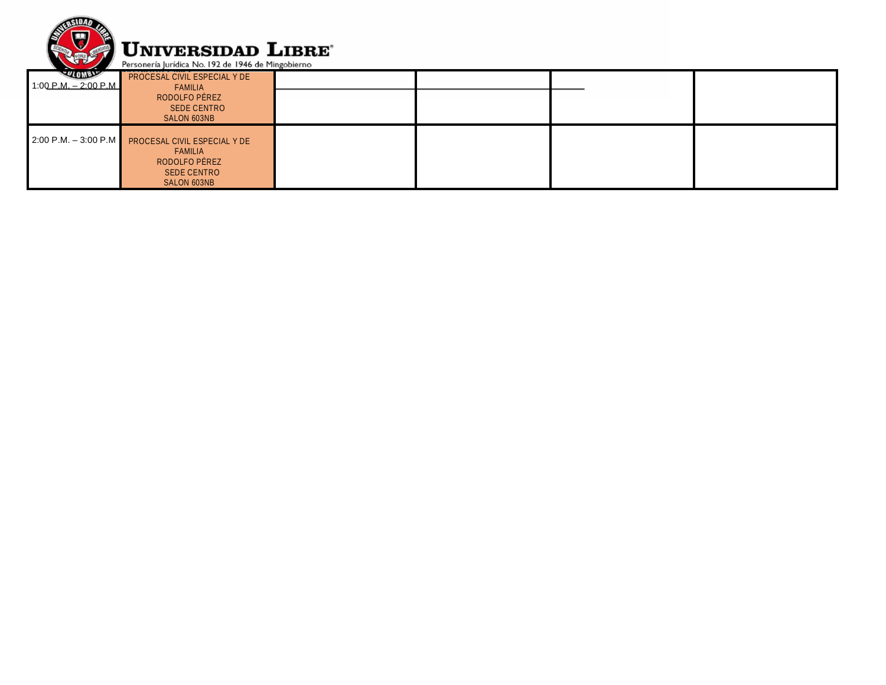# UNIVERSIDAD LIBRE

Personería Jurídica No. 192 de 1946 de Mingobierno

| | | | | | |
|---|---|---|---|---|---|
| 1:00 P.M. – 2:00 P.M | PROCESAL CIVIL ESPECIAL Y DE FAMILIA RODOLFO PÉREZ SEDE CENTRO SALON 603NB | | | | |
| 2:00 P.M. – 3:00 P.M | PROCESAL CIVIL ESPECIAL Y DE FAMILIA RODOLFO PÉREZ SEDE CENTRO SALON 603NB | | | | |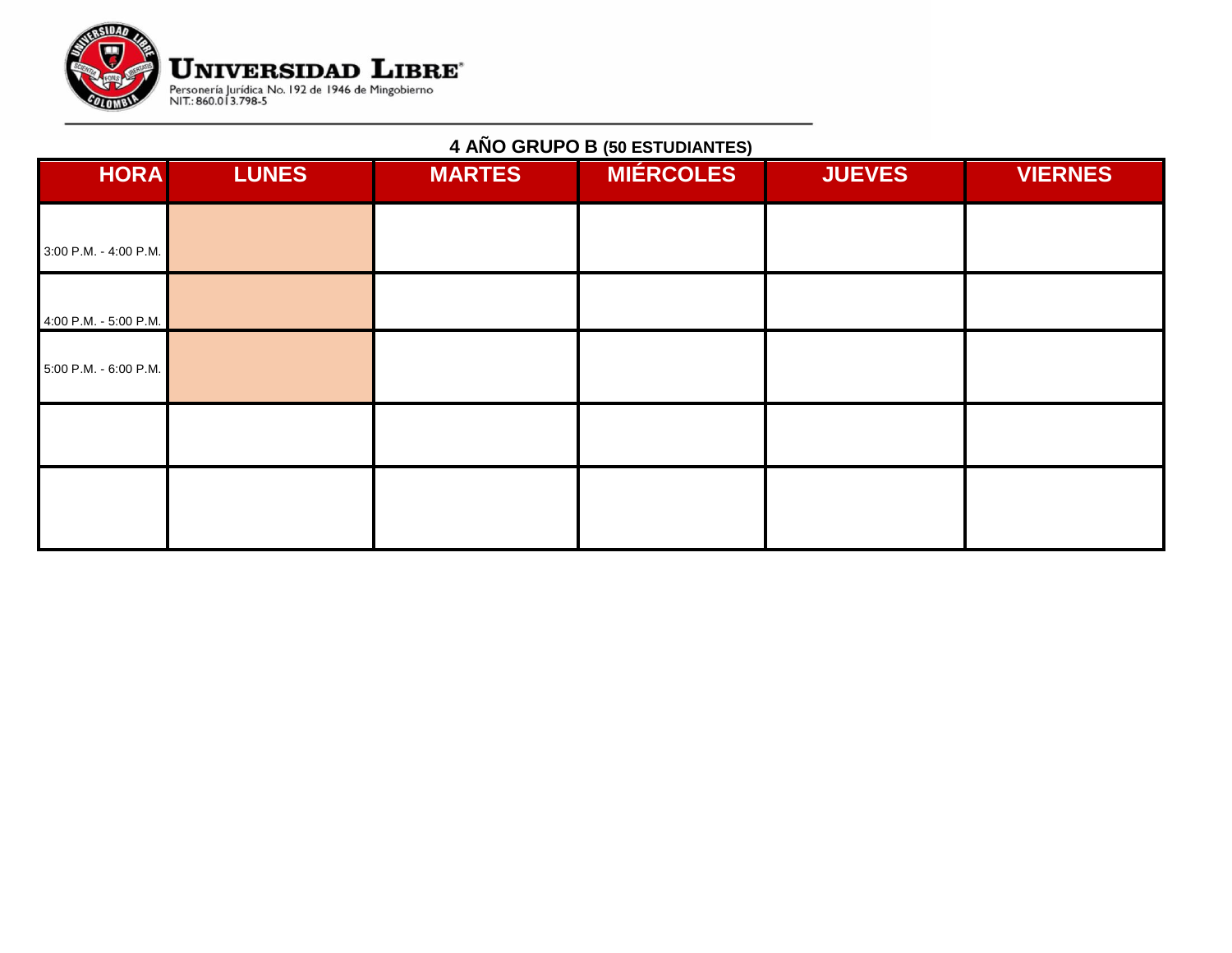**UNIVERSIDAD LIBRE**
Personería Jurídica No. 192 de 1946 de Mingobierno
NIT.: 860.013.798-5

## 4 AÑO GRUPO B (50 ESTUDIANTES)

| HORA | LUNES | MARTES | MIÉRCOLES | JUEVES | VIERNES |
| --- | --- | --- | --- | --- | --- |
| 3:00 P.M. - 4:00 P.M. | | | | | |
| 4:00 P.M. - 5:00 P.M. | | | | | |
| 5:00 P.M. - 6:00 P.M. | | | | | |
| | | | | | |
| | | | | | |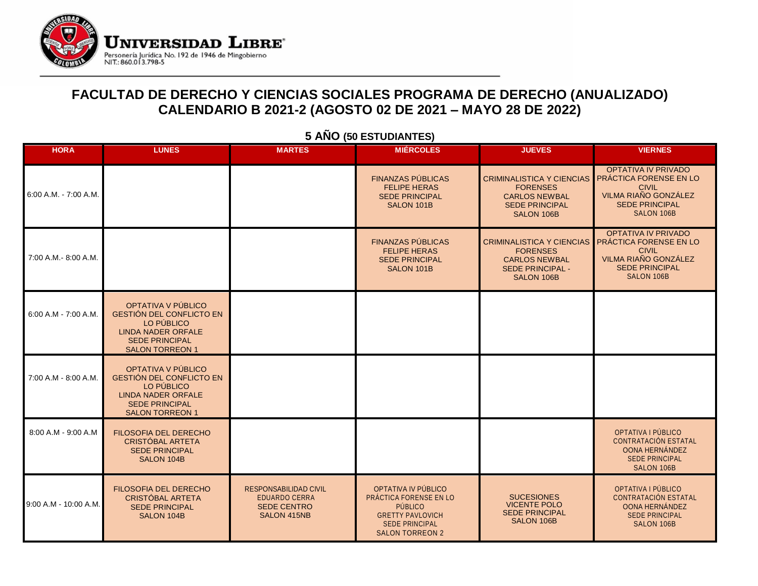# FACULTAD DE DERECHO Y CIENCIAS SOCIALES PROGRAMA DE DERECHO (ANUALIZADO)
## CALENDARIO B 2021-2 (AGOSTO 02 DE 2021 – MAYO 28 DE 2022)

### 5 AÑO (50 ESTUDIANTES)

| HORA | LUNES | MARTES | MIÉRCOLES | JUEVES | VIERNES |
|---|---|---|---|---|---|
| 6:00 A.M. - 7:00 A.M. | | | FINANZAS PÚBLICAS FELIPE HERAS SEDE PRINCIPAL SALON 101B | CRIMINALISTICA Y CIENCIAS FORENSES CARLOS NEWBAL SEDE PRINCIPAL SALON 106B | OPTATIVA IV PRIVADO PRÁCTICA FORENSE EN LO CIVIL VILMA RIAÑO GONZÁLEZ SEDE PRINCIPAL SALON 106B |
| 7:00 A.M.- 8:00 A.M. | | | FINANZAS PÚBLICAS FELIPE HERAS SEDE PRINCIPAL SALON 101B | CRIMINALISTICA Y CIENCIAS FORENSES CARLOS NEWBAL SEDE PRINCIPAL - SALON 106B | OPTATIVA IV PRIVADO PRÁCTICA FORENSE EN LO CIVIL VILMA RIAÑO GONZÁLEZ SEDE PRINCIPAL SALON 106B |
| 6:00 A.M - 7:00 A.M. | OPTATIVA V PÚBLICO GESTIÓN DEL CONFLICTO EN LO PÚBLICO LINDA NADER ORFALE SEDE PRINCIPAL SALON TORREON 1 | | | | |
| 7:00 A.M - 8:00 A.M. | OPTATIVA V PÚBLICO GESTIÓN DEL CONFLICTO EN LO PÚBLICO LINDA NADER ORFALE SEDE PRINCIPAL SALON TORREON 1 | | | | |
| 8:00 A.M - 9:00 A.M | FILOSOFIA DEL DERECHO CRISTÓBAL ARTETA SEDE PRINCIPAL SALON 104B | | | | OPTATIVA I PÚBLICO CONTRATACIÓN ESTATAL OONA HERNÁNDEZ SEDE PRINCIPAL SALON 106B |
| 9:00 A.M - 10:00 A.M. | FILOSOFIA DEL DERECHO CRISTÓBAL ARTETA SEDE PRINCIPAL SALON 104B | RESPONSABILIDAD CIVIL EDUARDO CERRA SEDE CENTRO SALON 415NB | OPTATIVA IV PÚBLICO PRÁCTICA FORENSE EN LO PÚBLICO GRETTY PAVLOVICH SEDE PRINCIPAL SALON TORREON 2 | SUCESIONES VICENTE POLO SEDE PRINCIPAL SALON 106B | OPTATIVA I PÚBLICO CONTRATACIÓN ESTATAL OONA HERNÁNDEZ SEDE PRINCIPAL SALON 106B |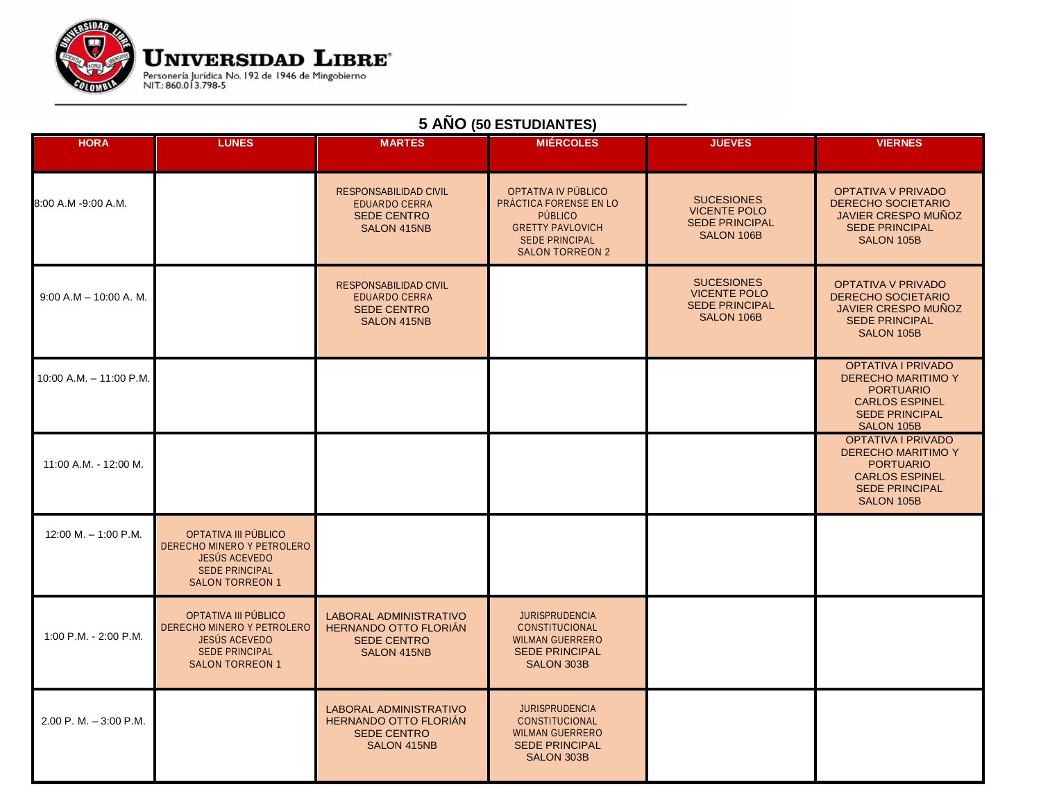**UNIVERSIDAD LIBRE**
Personería Jurídica No. 192 de 1946 de Mingobierno
NIT.: 860.013.798-5

## 5 AÑO (50 ESTUDIANTES)

| HORA | LUNES | MARTES | MIÉRCOLES | JUEVES | VIERNES |
|---|---|---|---|---|---|
| 8:00 A.M -9:00 A.M. | | RESPONSABILIDAD CIVIL EDUARDO CERRA SEDE CENTRO SALON 415NB | OPTATIVA IV PÚBLICO PRÁCTICA FORENSE EN LO PÚBLICO GRETTY PAVLOVICH SEDE PRINCIPAL SALON TORREON 2 | SUCESIONES VICENTE POLO SEDE PRINCIPAL SALON 106B | OPTATIVA V PRIVADO DERECHO SOCIETARIO JAVIER CRESPO MUÑOZ SEDE PRINCIPAL SALON 105B |
| 9:00 A.M – 10:00 A. M. | | RESPONSABILIDAD CIVIL EDUARDO CERRA SEDE CENTRO SALON 415NB | | SUCESIONES VICENTE POLO SEDE PRINCIPAL SALON 106B | OPTATIVA V PRIVADO DERECHO SOCIETARIO JAVIER CRESPO MUÑOZ SEDE PRINCIPAL SALON 105B |
| 10:00 A.M. – 11:00 P.M. | | | | | OPTATIVA I PRIVADO DERECHO MARITIMO Y PORTUARIO CARLOS ESPINEL SEDE PRINCIPAL SALON 105B |
| 11:00 A.M. - 12:00 M. | | | | | OPTATIVA I PRIVADO DERECHO MARITIMO Y PORTUARIO CARLOS ESPINEL SEDE PRINCIPAL SALON 105B |
| 12:00 M. – 1:00 P.M. | OPTATIVA III PÚBLICO DERECHO MINERO Y PETROLERO JESÚS ACEVEDO SEDE PRINCIPAL SALON TORREON 1 | | | | |
| 1:00 P.M. - 2:00 P.M. | OPTATIVA III PÚBLICO DERECHO MINERO Y PETROLERO JESÚS ACEVEDO SEDE PRINCIPAL SALON TORREON 1 | LABORAL ADMINISTRATIVO HERNANDO OTTO FLORIÁN SEDE CENTRO SALON 415NB | JURISPRUDENCIA CONSTITUCIONAL WILMAN GUERRERO SEDE PRINCIPAL SALON 303B | | |
| 2.00 P. M. – 3:00 P.M. | | LABORAL ADMINISTRATIVO HERNANDO OTTO FLORIÁN SEDE CENTRO SALON 415NB | JURISPRUDENCIA CONSTITUCIONAL WILMAN GUERRERO SEDE PRINCIPAL SALON 303B | | |